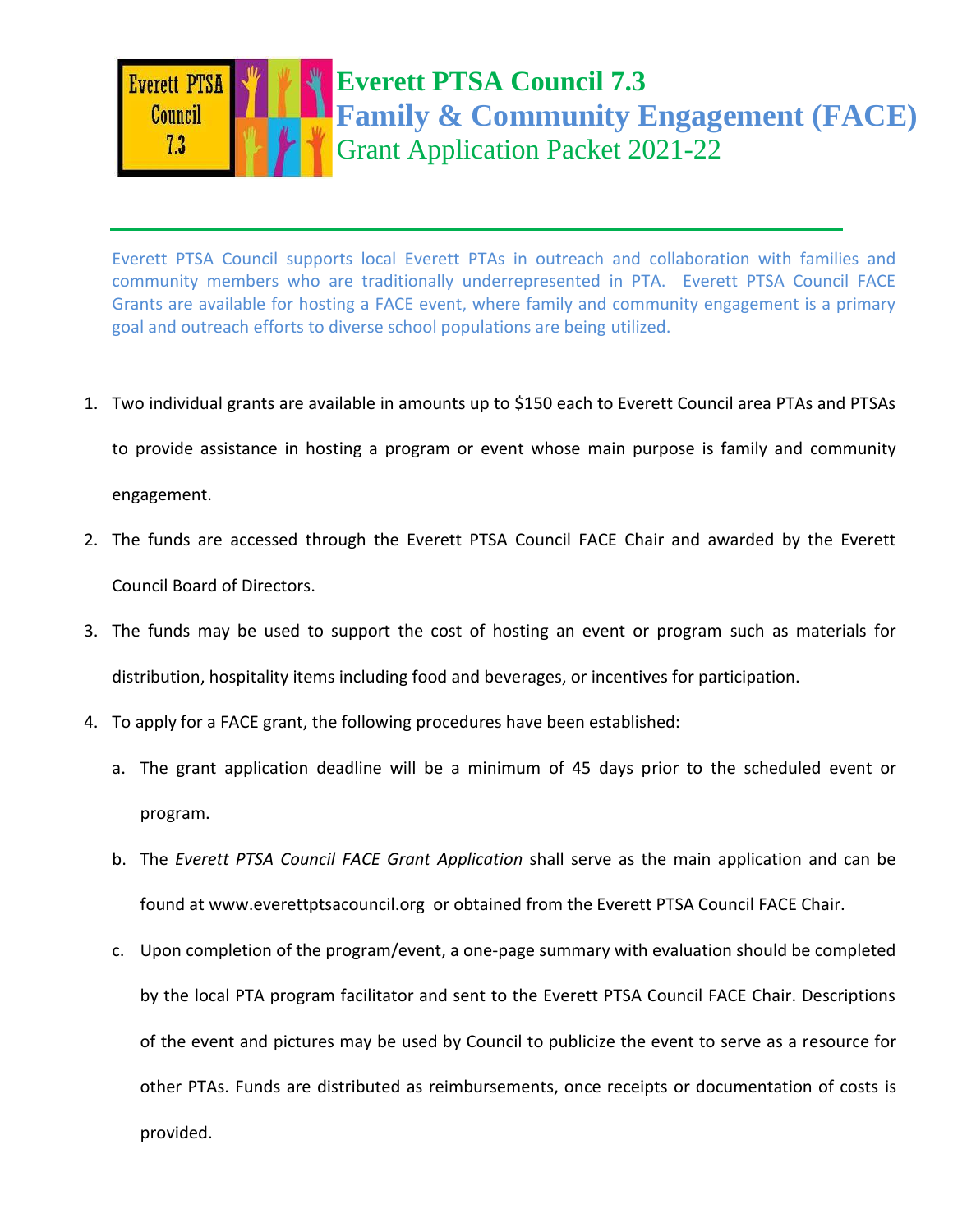# Everett PTSA Council 7.3
## Family & Community Engagement (FACE)
### Grant Application Packet 2021-22

Everett PTSA Council supports local Everett PTAs in outreach and collaboration with families and community members who are traditionally underrepresented in PTA. Everett PTSA Council FACE Grants are available for hosting a FACE event, where family and community engagement is a primary goal and outreach efforts to diverse school populations are being utilized.

1. Two individual grants are available in amounts up to $150 each to Everett Council area PTAs and PTSAs to provide assistance in hosting a program or event whose main purpose is family and community engagement.
2. The funds are accessed through the Everett PTSA Council FACE Chair and awarded by the Everett Council Board of Directors.
3. The funds may be used to support the cost of hosting an event or program such as materials for distribution, hospitality items including food and beverages, or incentives for participation.
4. To apply for a FACE grant, the following procedures have been established:
   a. The grant application deadline will be a minimum of 45 days prior to the scheduled event or program.
   b. The *Everett PTSA Council FACE Grant Application* shall serve as the main application and can be found at www.everettptsacouncil.org or obtained from the Everett PTSA Council FACE Chair.
   c. Upon completion of the program/event, a one-page summary with evaluation should be completed by the local PTA program facilitator and sent to the Everett PTSA Council FACE Chair. Descriptions of the event and pictures may be used by Council to publicize the event to serve as a resource for other PTAs. Funds are distributed as reimbursements, once receipts or documentation of costs is provided.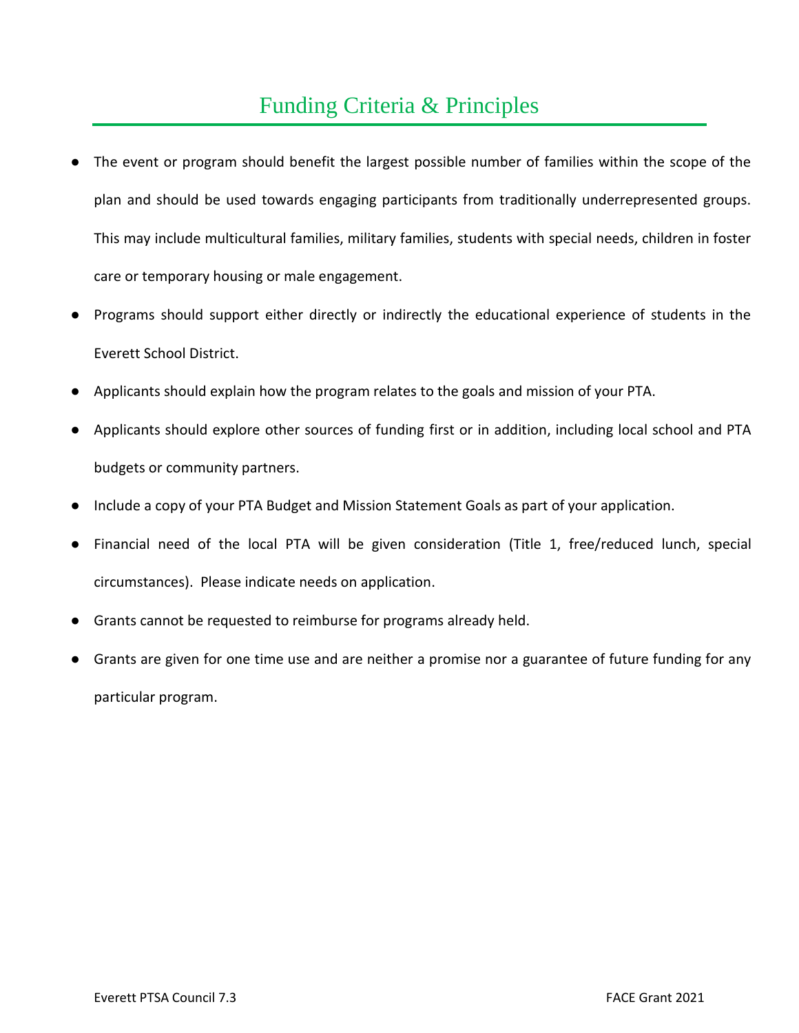# Funding Criteria & Principles

- The event or program should benefit the largest possible number of families within the scope of the plan and should be used towards engaging participants from traditionally underrepresented groups. This may include multicultural families, military families, students with special needs, children in foster care or temporary housing or male engagement.
- Programs should support either directly or indirectly the educational experience of students in the Everett School District.
- Applicants should explain how the program relates to the goals and mission of your PTA.
- Applicants should explore other sources of funding first or in addition, including local school and PTA budgets or community partners.
- Include a copy of your PTA Budget and Mission Statement Goals as part of your application.
- Financial need of the local PTA will be given consideration (Title 1, free/reduced lunch, special circumstances). Please indicate needs on application.
- Grants cannot be requested to reimburse for programs already held.
- Grants are given for one time use and are neither a promise nor a guarantee of future funding for any particular program.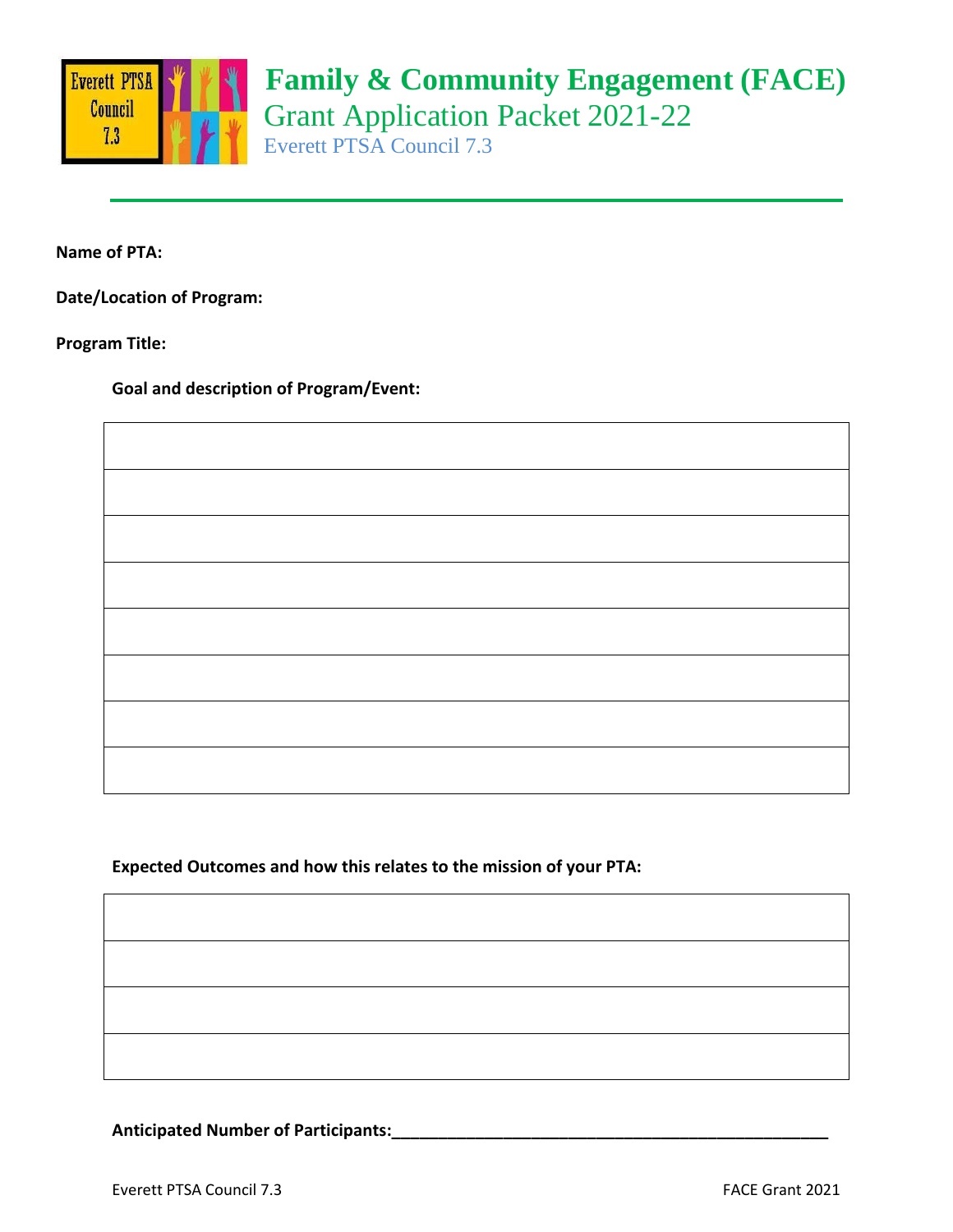# Family & Community Engagement (FACE)

## Grant Application Packet 2021-22

### Everett PTSA Council 7.3

---

**Name of PTA:**

**Date/Location of Program:**

**Program Title:**

**Goal and description of Program/Event:**

| |
|---|
| |
| |
| |
| |
| |
| |
| |
| |

**Expected Outcomes and how this relates to the mission of your PTA:**

| |
|---|
| |
| |
| |
| |

**Anticipated Number of Participants:**_______________________________________________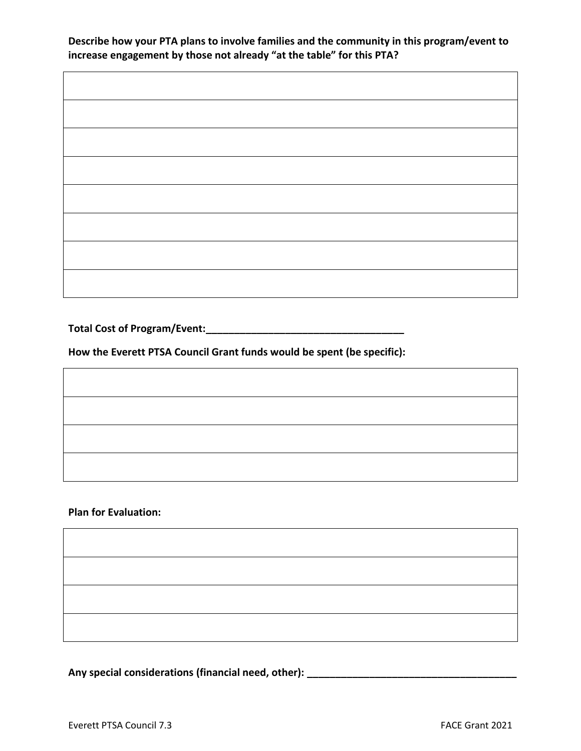**Describe how your PTA plans to involve families and the community in this program/event to increase engagement by those not already "at the table" for this PTA?**

| |
|---|
| |
| |
| |
| |
| |
| |
| |

**Total Cost of Program/Event:____________________________________**

**How the Everett PTSA Council Grant funds would be spent (be specific):**

| |
|---|
| |
| |
| |

**Plan for Evaluation:**

| |
|---|
| |
| |
| |

**Any special considerations (financial need, other): ______________________________________**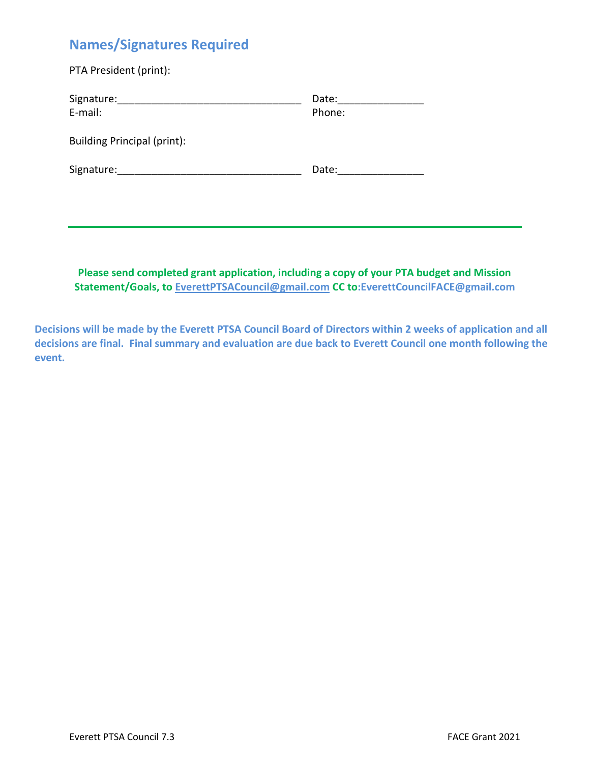## Names/Signatures Required

PTA President (print):

Signature:_______________________________ Date:______________
E-mail: Phone:

Building Principal (print):

Signature:_______________________________ Date:______________

---

**Please send completed grant application, including a copy of your PTA budget and Mission Statement/Goals, to EverettPTSACouncil@gmail.com CC to:EverettCouncilFACE@gmail.com**

**Decisions will be made by the Everett PTSA Council Board of Directors within 2 weeks of application and all decisions are final. Final summary and evaluation are due back to Everett Council one month following the event.**